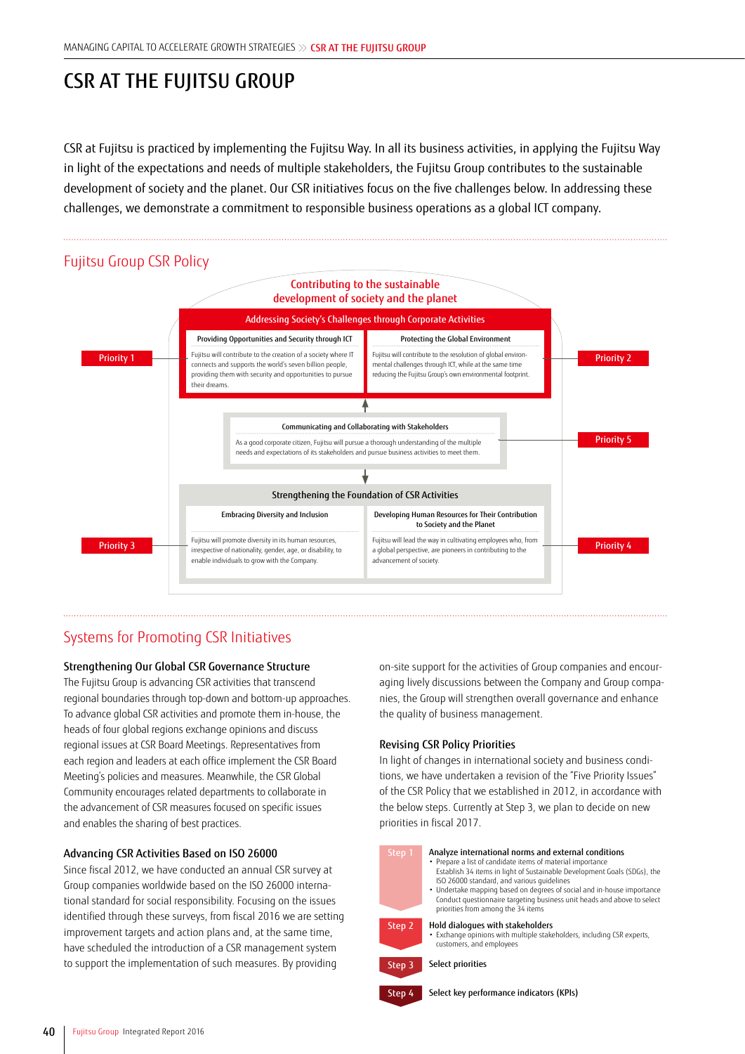# CSR AT THE FUJITSU GROUP

CSR at Fujitsu is practiced by implementing the Fujitsu Way. In all its business activities, in applying the Fujitsu Way in light of the expectations and needs of multiple stakeholders, the Fujitsu Group contributes to the sustainable development of society and the planet. Our CSR initiatives focus on the five challenges below. In addressing these challenges, we demonstrate a commitment to responsible business operations as a global ICT company.

## Fujitsu Group CSR Policy

**Contributing to the sustainable development of society and the planet**

**Addressing Society's Challenges through Corporate Activities**

**Priority 1 — Providing Opportunities and Security through ICT**

Fujitsu will contribute to the creation of a society where IT connects and supports the world's seven billion people, providing them with security and opportunities to pursue their dreams.

**Priority 2 — Protecting the Global Environment**

Fujitsu will contribute to the resolution of global environmental challenges through ICT, while at the same time reducing the Fujitsu Group's own environmental footprint.

**Priority 5 — Communicating and Collaborating with Stakeholders**

As a good corporate citizen, Fujitsu will pursue a thorough understanding of the multiple needs and expectations of its stakeholders and pursue business activities to meet them.

**Strengthening the Foundation of CSR Activities**

**Priority 3 — Embracing Diversity and Inclusion**

Fujitsu will promote diversity in its human resources, irrespective of nationality, gender, age, or disability, to enable individuals to grow with the Company.

**Priority 4 — Developing Human Resources for Their Contribution to Society and the Planet**

Fujitsu will lead the way in cultivating employees who, from a global perspective, are pioneers in contributing to the advancement of society.

## Systems for Promoting CSR Initiatives

### Strengthening Our Global CSR Governance Structure

The Fujitsu Group is advancing CSR activities that transcend regional boundaries through top-down and bottom-up approaches. To advance global CSR activities and promote them in-house, the heads of four global regions exchange opinions and discuss regional issues at CSR Board Meetings. Representatives from each region and leaders at each office implement the CSR Board Meeting's policies and measures. Meanwhile, the CSR Global Community encourages related departments to collaborate in the advancement of CSR measures focused on specific issues and enables the sharing of best practices.

### Advancing CSR Activities Based on ISO 26000

Since fiscal 2012, we have conducted an annual CSR survey at Group companies worldwide based on the ISO 26000 international standard for social responsibility. Focusing on the issues identified through these surveys, from fiscal 2016 we are setting improvement targets and action plans and, at the same time, have scheduled the introduction of a CSR management system to support the implementation of such measures. By providing on-site support for the activities of Group companies and encouraging lively discussions between the Company and Group companies, the Group will strengthen overall governance and enhance the quality of business management.

### Revising CSR Policy Priorities

In light of changes in international society and business conditions, we have undertaken a revision of the "Five Priority Issues" of the CSR Policy that we established in 2012, in accordance with the below steps. Currently at Step 3, we plan to decide on new priorities in fiscal 2017.

**Step 1 — Analyze international norms and external conditions**
- Prepare a list of candidate items of material importance
  Establish 34 items in light of Sustainable Development Goals (SDGs), the ISO 26000 standard, and various guidelines
- Undertake mapping based on degrees of social and in-house importance
  Conduct questionnaire targeting business unit heads and above to select priorities from among the 34 items

**Step 2 — Hold dialogues with stakeholders**
- Exchange opinions with multiple stakeholders, including CSR experts, customers, and employees

**Step 3 — Select priorities**

**Step 4 — Select key performance indicators (KPIs)**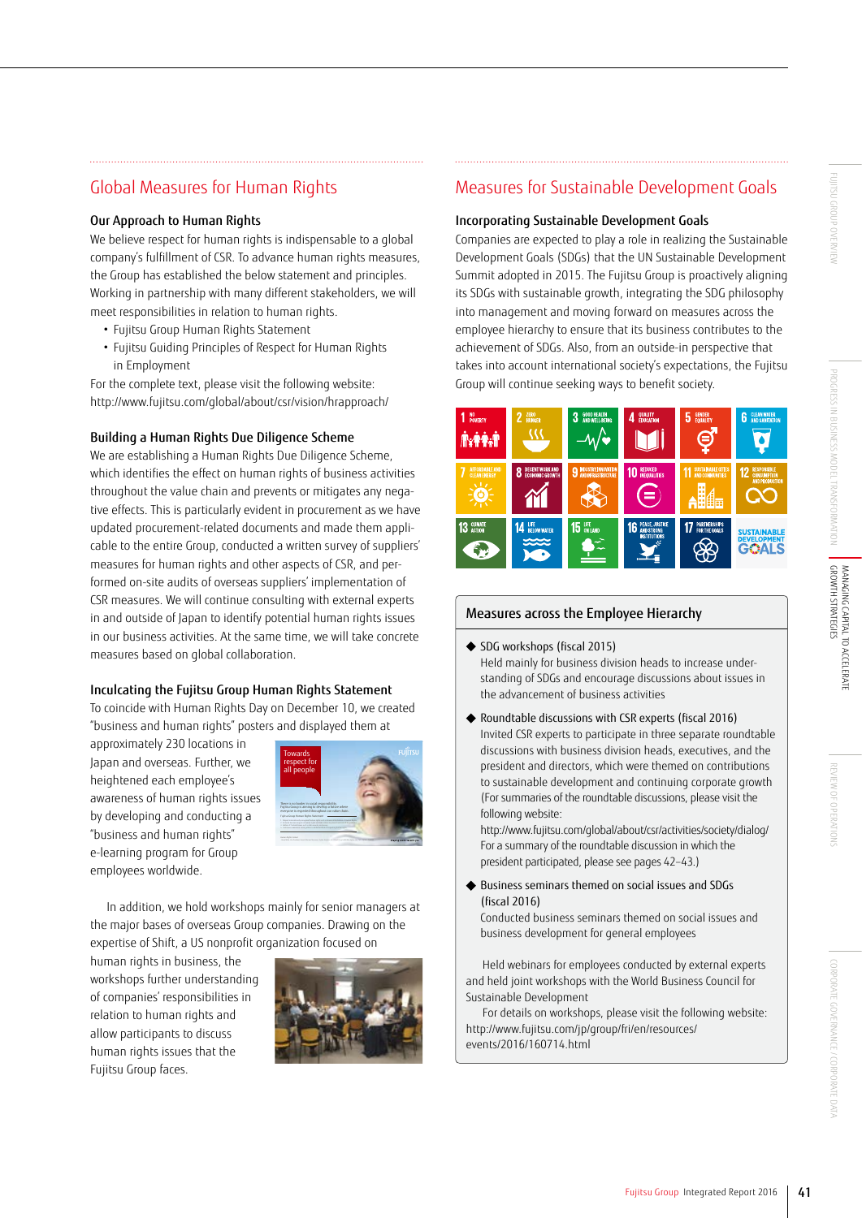## Global Measures for Human Rights

### Our Approach to Human Rights

We believe respect for human rights is indispensable to a global company's fulfillment of CSR. To advance human rights measures, the Group has established the below statement and principles. Working in partnership with many different stakeholders, we will meet responsibilities in relation to human rights.

- Fujitsu Group Human Rights Statement
- Fujitsu Guiding Principles of Respect for Human Rights in Employment

For the complete text, please visit the following website:
http://www.fujitsu.com/global/about/csr/vision/hrapproach/

### Building a Human Rights Due Diligence Scheme

We are establishing a Human Rights Due Diligence Scheme, which identifies the effect on human rights of business activities throughout the value chain and prevents or mitigates any negative effects. This is particularly evident in procurement as we have updated procurement-related documents and made them applicable to the entire Group, conducted a written survey of suppliers' measures for human rights and other aspects of CSR, and performed on-site audits of overseas suppliers' implementation of CSR measures. We will continue consulting with external experts in and outside of Japan to identify potential human rights issues in our business activities. At the same time, we will take concrete measures based on global collaboration.

### Inculcating the Fujitsu Group Human Rights Statement

To coincide with Human Rights Day on December 10, we created "business and human rights" posters and displayed them at approximately 230 locations in Japan and overseas. Further, we heightened each employee's awareness of human rights issues by developing and conducting a "business and human rights" e-learning program for Group employees worldwide.

In addition, we hold workshops mainly for senior managers at the major bases of overseas Group companies. Drawing on the expertise of Shift, a US nonprofit organization focused on human rights in business, the workshops further understanding of companies' responsibilities in relation to human rights and allow participants to discuss human rights issues that the Fujitsu Group faces.

## Measures for Sustainable Development Goals

### Incorporating Sustainable Development Goals

Companies are expected to play a role in realizing the Sustainable Development Goals (SDGs) that the UN Sustainable Development Summit adopted in 2015. The Fujitsu Group is proactively aligning its SDGs with sustainable growth, integrating the SDG philosophy into management and moving forward on measures across the employee hierarchy to ensure that its business contributes to the achievement of SDGs. Also, from an outside-in perspective that takes into account international society's expectations, the Fujitsu Group will continue seeking ways to benefit society.

### Measures across the Employee Hierarchy

◆ SDG workshops (fiscal 2015)
Held mainly for business division heads to increase understanding of SDGs and encourage discussions about issues in the advancement of business activities

◆ Roundtable discussions with CSR experts (fiscal 2016)
Invited CSR experts to participate in three separate roundtable discussions with business division heads, executives, and the president and directors, which were themed on contributions to sustainable development and continuing corporate growth (For summaries of the roundtable discussions, please visit the following website:
http://www.fujitsu.com/global/about/csr/activities/society/dialog/
For a summary of the roundtable discussion in which the president participated, please see pages 42–43.)

◆ Business seminars themed on social issues and SDGs (fiscal 2016)
Conducted business seminars themed on social issues and business development for general employees

Held webinars for employees conducted by external experts and held joint workshops with the World Business Council for Sustainable Development

For details on workshops, please visit the following website:
http://www.fujitsu.com/jp/group/fri/en/resources/events/2016/160714.html